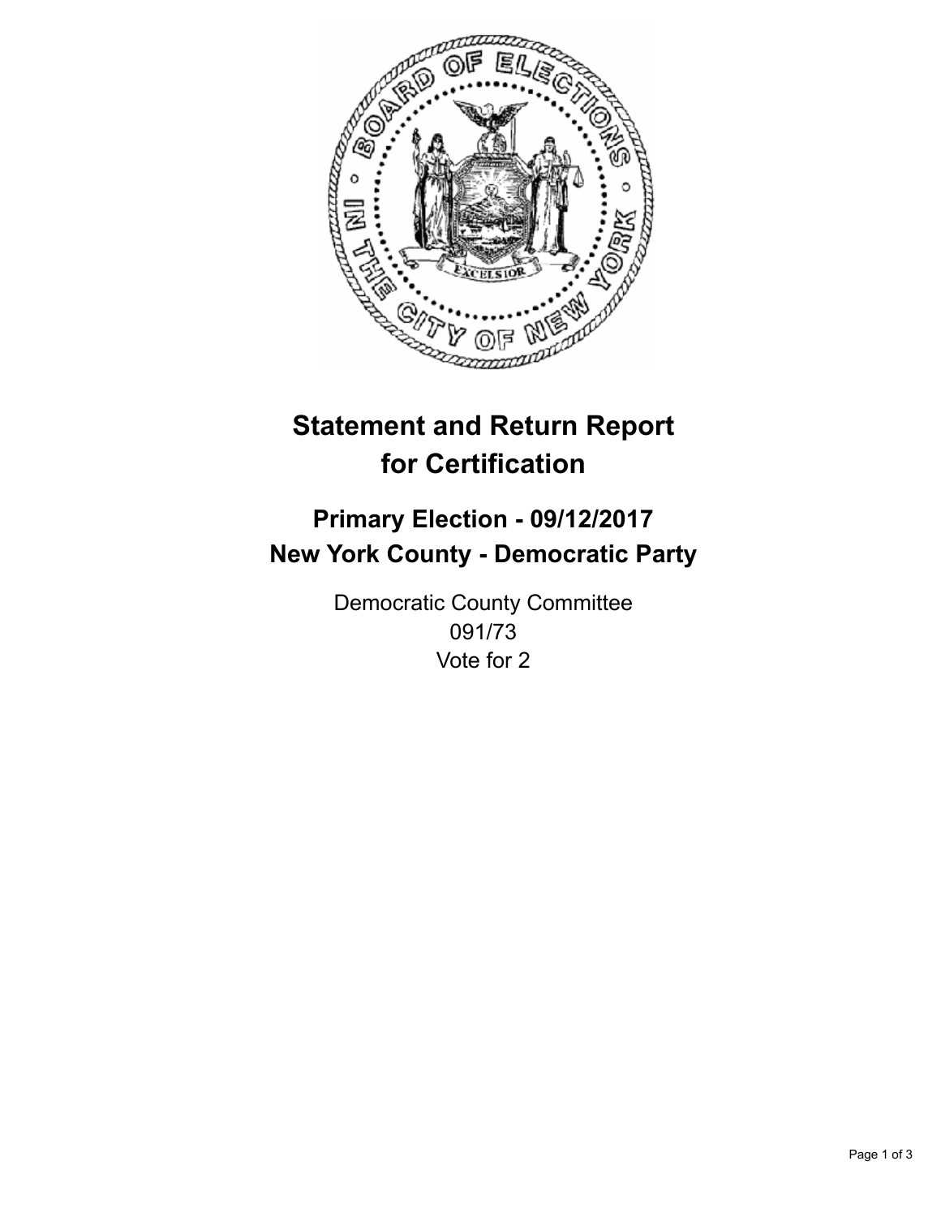# Statement and Return Report for Certification

## Primary Election - 09/12/2017
## New York County - Democratic Party

Democratic County Committee
091/73
Vote for 2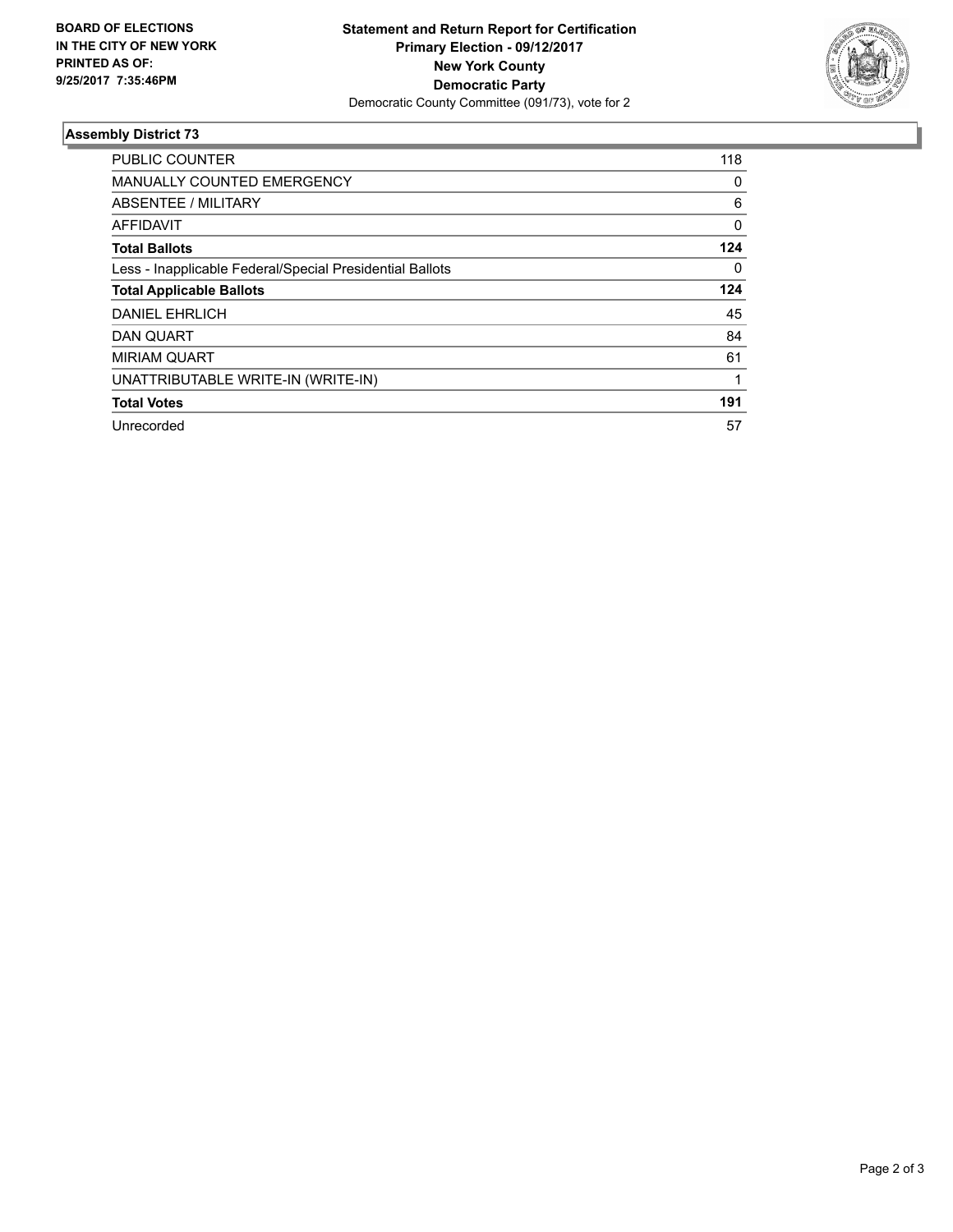**BOARD OF ELECTIONS**
**IN THE CITY OF NEW YORK**
**PRINTED AS OF:**
**9/25/2017 7:35:46PM**

**Statement and Return Report for Certification**
**Primary Election - 09/12/2017**
**New York County**
**Democratic Party**
Democratic County Committee (091/73), vote for 2

### Assembly District 73

| | |
|---|---|
| PUBLIC COUNTER | 118 |
| MANUALLY COUNTED EMERGENCY | 0 |
| ABSENTEE / MILITARY | 6 |
| AFFIDAVIT | 0 |
| **Total Ballots** | **124** |
| Less - Inapplicable Federal/Special Presidential Ballots | 0 |
| **Total Applicable Ballots** | **124** |
| DANIEL EHRLICH | 45 |
| DAN QUART | 84 |
| MIRIAM QUART | 61 |
| UNATTRIBUTABLE WRITE-IN (WRITE-IN) | 1 |
| **Total Votes** | **191** |
| Unrecorded | 57 |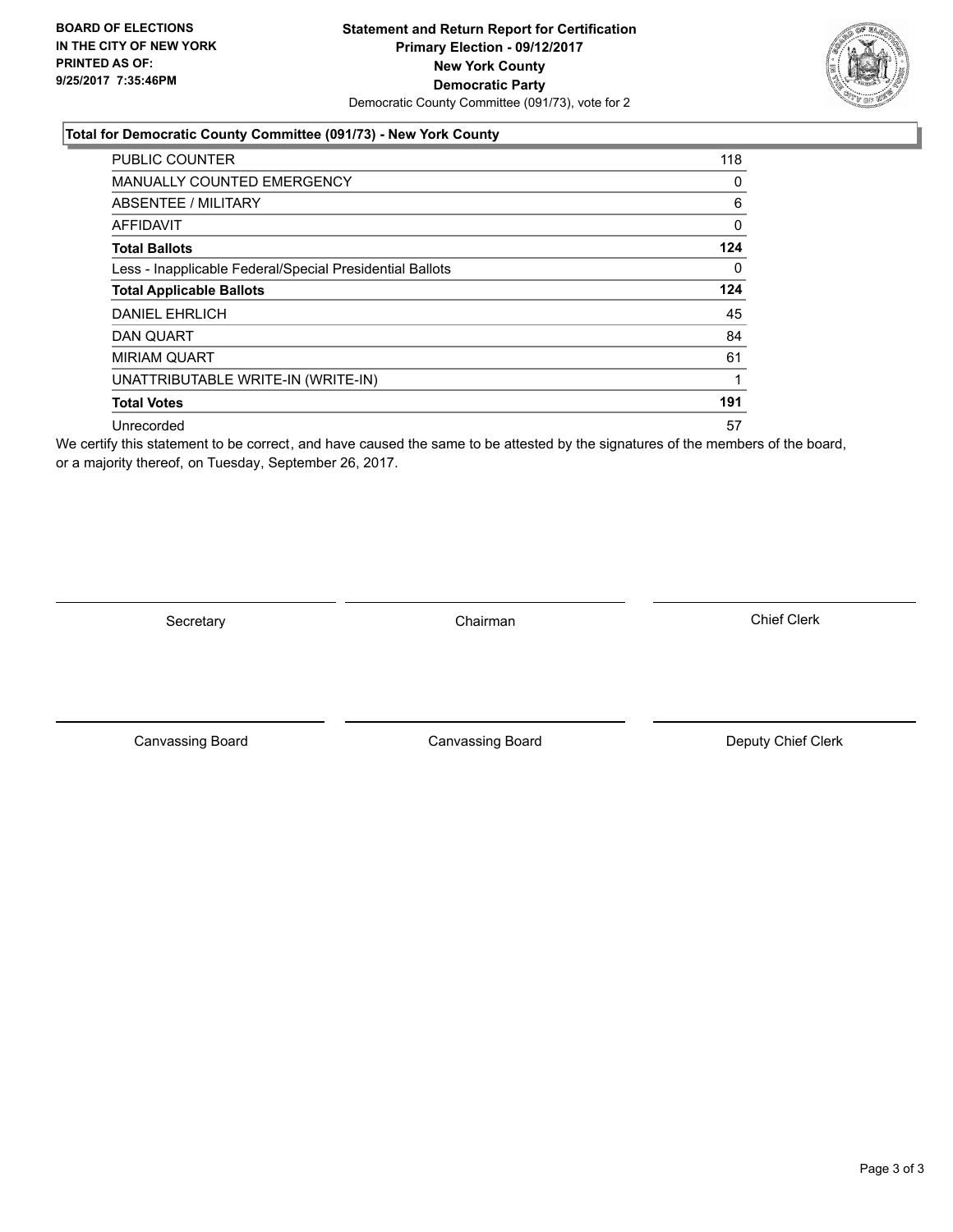**BOARD OF ELECTIONS
IN THE CITY OF NEW YORK
PRINTED AS OF:
9/25/2017 7:35:46PM**

**Statement and Return Report for Certification
Primary Election - 09/12/2017
New York County
Democratic Party**
Democratic County Committee (091/73), vote for 2

### Total for Democratic County Committee (091/73) - New York County

| | |
|---|---|
| PUBLIC COUNTER | 118 |
| MANUALLY COUNTED EMERGENCY | 0 |
| ABSENTEE / MILITARY | 6 |
| AFFIDAVIT | 0 |
| **Total Ballots** | **124** |
| Less - Inapplicable Federal/Special Presidential Ballots | 0 |
| **Total Applicable Ballots** | **124** |
| DANIEL EHRLICH | 45 |
| DAN QUART | 84 |
| MIRIAM QUART | 61 |
| UNATTRIBUTABLE WRITE-IN (WRITE-IN) | 1 |
| **Total Votes** | **191** |
| Unrecorded | 57 |

We certify this statement to be correct, and have caused the same to be attested by the signatures of the members of the board, or a majority thereof, on Tuesday, September 26, 2017.

Secretary

Chairman

Chief Clerk

Canvassing Board

Canvassing Board

Deputy Chief Clerk